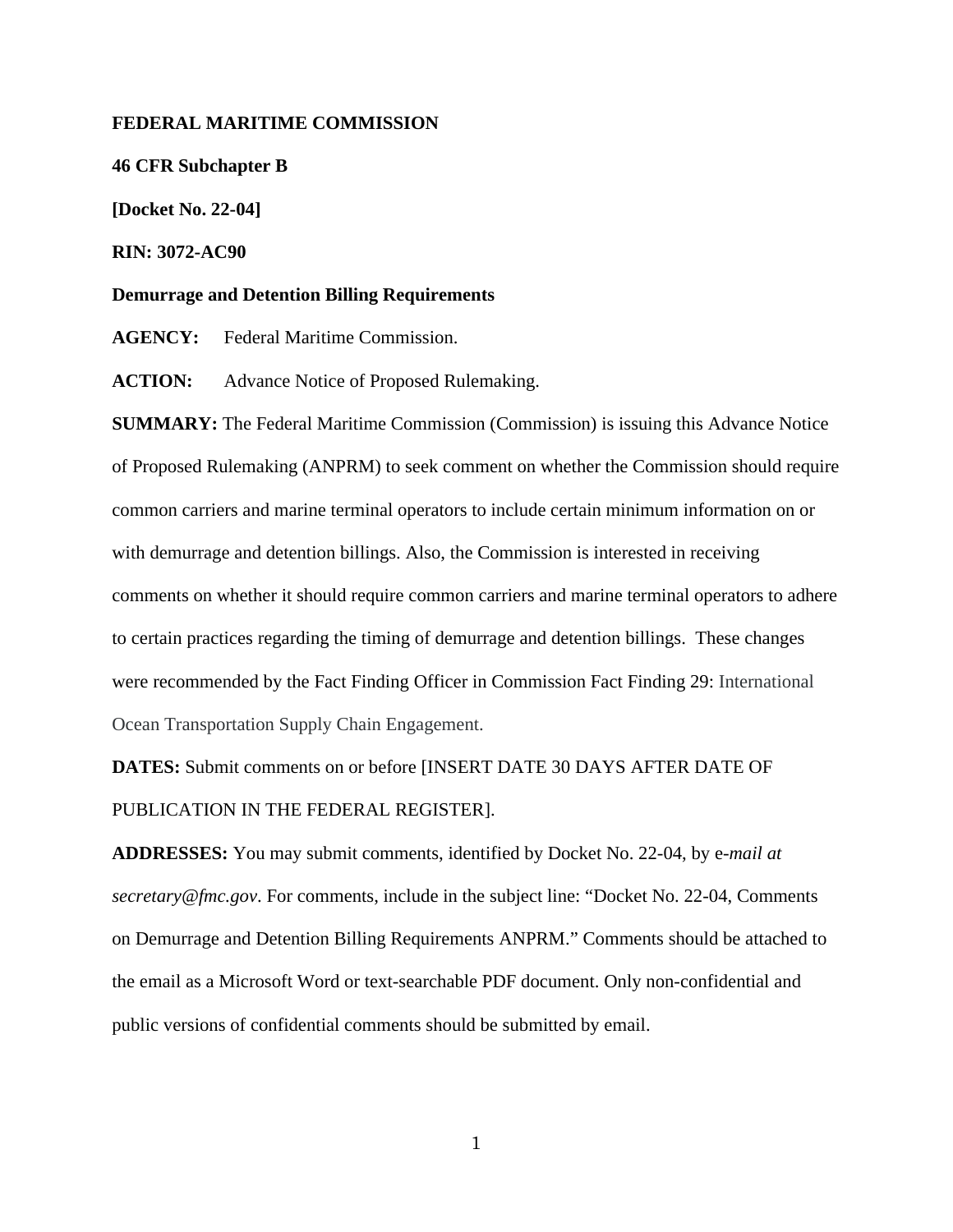**FEDERAL MARITIME COMMISSION**

**46 CFR Subchapter B**

**[Docket No. 22-04]**

**RIN: 3072-AC90**

**Demurrage and Detention Billing Requirements**

**AGENCY:** Federal Maritime Commission.

**ACTION:** Advance Notice of Proposed Rulemaking.

**SUMMARY:** The Federal Maritime Commission (Commission) is issuing this Advance Notice of Proposed Rulemaking (ANPRM) to seek comment on whether the Commission should require common carriers and marine terminal operators to include certain minimum information on or with demurrage and detention billings. Also, the Commission is interested in receiving comments on whether it should require common carriers and marine terminal operators to adhere to certain practices regarding the timing of demurrage and detention billings. These changes were recommended by the Fact Finding Officer in Commission Fact Finding 29: International Ocean Transportation Supply Chain Engagement.

**DATES:** Submit comments on or before [INSERT DATE 30 DAYS AFTER DATE OF PUBLICATION IN THE FEDERAL REGISTER].

**ADDRESSES:** You may submit comments, identified by Docket No. 22-04, by e-*mail at secretary@fmc.gov*. For comments, include in the subject line: "Docket No. 22-04, Comments on Demurrage and Detention Billing Requirements ANPRM." Comments should be attached to the email as a Microsoft Word or text-searchable PDF document. Only non-confidential and public versions of confidential comments should be submitted by email.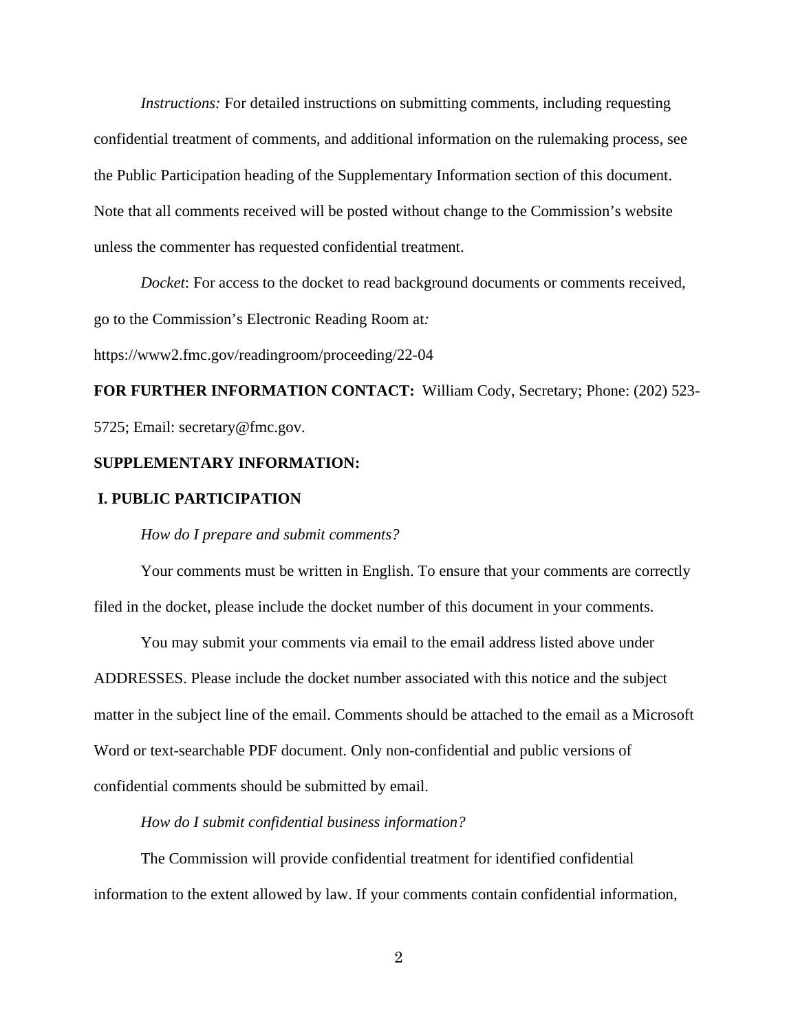*Instructions:* For detailed instructions on submitting comments, including requesting confidential treatment of comments, and additional information on the rulemaking process, see the Public Participation heading of the Supplementary Information section of this document. Note that all comments received will be posted without change to the Commission's website unless the commenter has requested confidential treatment.

*Docket*: For access to the docket to read background documents or comments received, go to the Commission's Electronic Reading Room at*:*

https://www2.fmc.gov/readingroom/proceeding/22-04

**FOR FURTHER INFORMATION CONTACT:** William Cody, Secretary; Phone: (202) 523-5725; Email: secretary@fmc.gov.

**SUPPLEMENTARY INFORMATION:**

## I. PUBLIC PARTICIPATION

*How do I prepare and submit comments?*

Your comments must be written in English. To ensure that your comments are correctly filed in the docket, please include the docket number of this document in your comments.

You may submit your comments via email to the email address listed above under ADDRESSES. Please include the docket number associated with this notice and the subject matter in the subject line of the email. Comments should be attached to the email as a Microsoft Word or text-searchable PDF document. Only non-confidential and public versions of confidential comments should be submitted by email.

*How do I submit confidential business information?*

The Commission will provide confidential treatment for identified confidential information to the extent allowed by law. If your comments contain confidential information,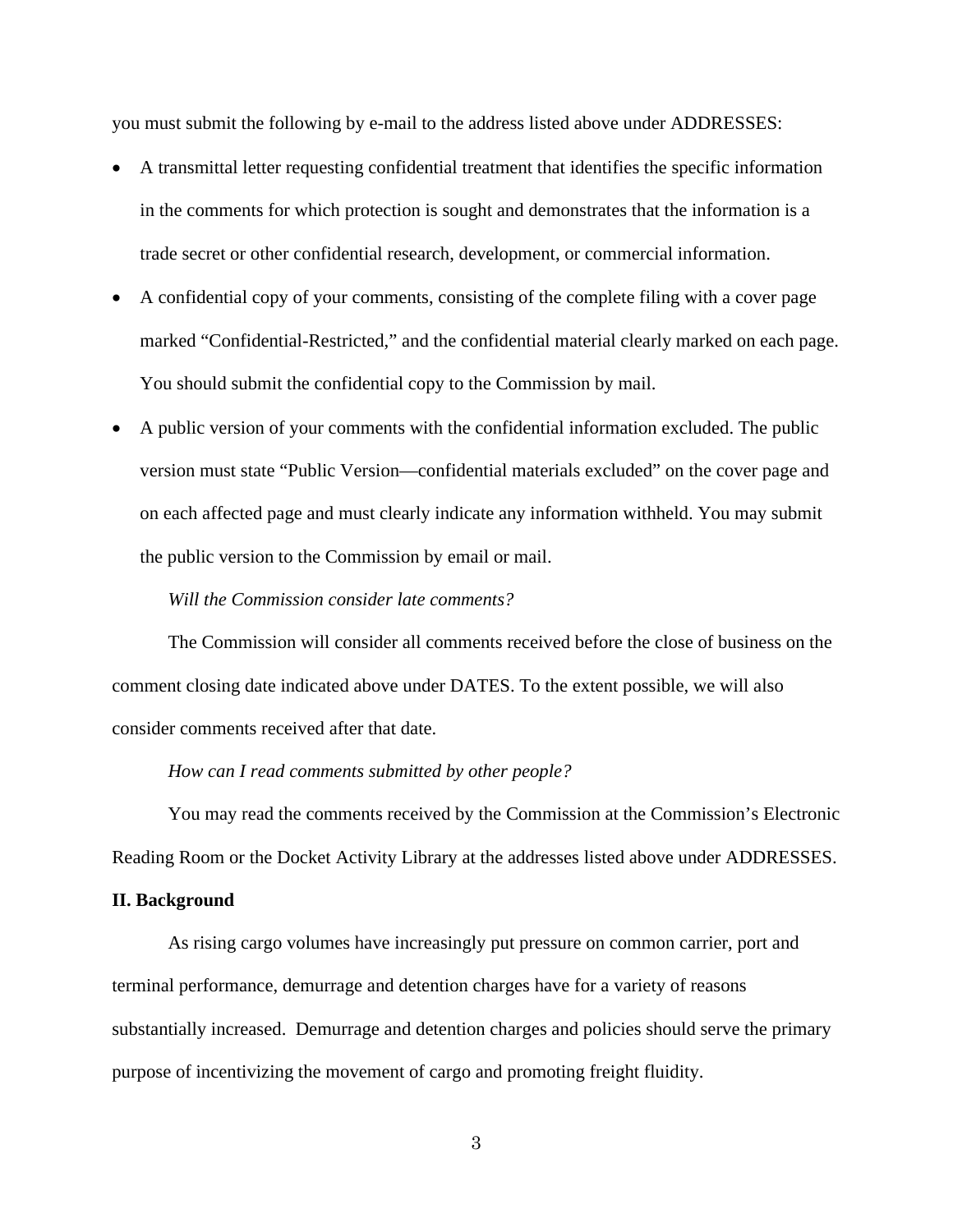you must submit the following by e-mail to the address listed above under ADDRESSES:

- A transmittal letter requesting confidential treatment that identifies the specific information in the comments for which protection is sought and demonstrates that the information is a trade secret or other confidential research, development, or commercial information.
- A confidential copy of your comments, consisting of the complete filing with a cover page marked "Confidential-Restricted," and the confidential material clearly marked on each page. You should submit the confidential copy to the Commission by mail.
- A public version of your comments with the confidential information excluded. The public version must state "Public Version—confidential materials excluded" on the cover page and on each affected page and must clearly indicate any information withheld. You may submit the public version to the Commission by email or mail.

*Will the Commission consider late comments?*

The Commission will consider all comments received before the close of business on the comment closing date indicated above under DATES. To the extent possible, we will also consider comments received after that date.

*How can I read comments submitted by other people?*

You may read the comments received by the Commission at the Commission's Electronic Reading Room or the Docket Activity Library at the addresses listed above under ADDRESSES.

**II. Background**

As rising cargo volumes have increasingly put pressure on common carrier, port and terminal performance, demurrage and detention charges have for a variety of reasons substantially increased. Demurrage and detention charges and policies should serve the primary purpose of incentivizing the movement of cargo and promoting freight fluidity.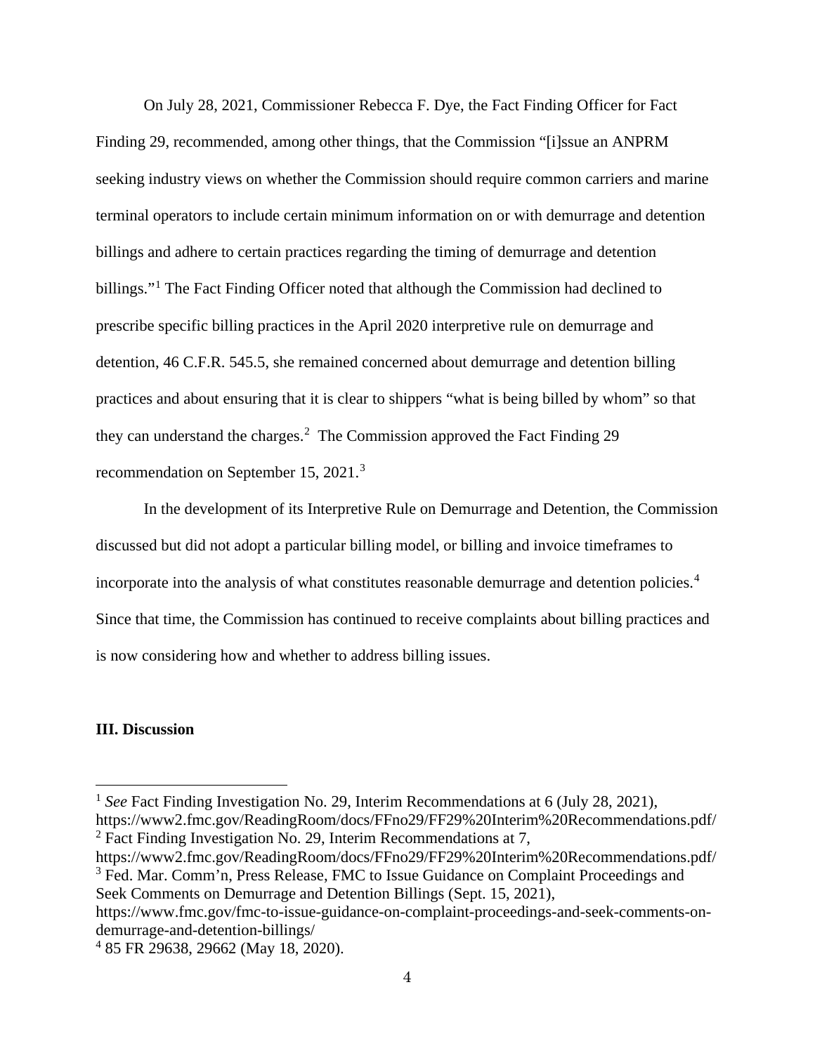On July 28, 2021, Commissioner Rebecca F. Dye, the Fact Finding Officer for Fact Finding 29, recommended, among other things, that the Commission "[i]ssue an ANPRM seeking industry views on whether the Commission should require common carriers and marine terminal operators to include certain minimum information on or with demurrage and detention billings and adhere to certain practices regarding the timing of demurrage and detention billings."[1] The Fact Finding Officer noted that although the Commission had declined to prescribe specific billing practices in the April 2020 interpretive rule on demurrage and detention, 46 C.F.R. 545.5, she remained concerned about demurrage and detention billing practices and about ensuring that it is clear to shippers "what is being billed by whom" so that they can understand the charges.[2] The Commission approved the Fact Finding 29 recommendation on September 15, 2021.[3]

In the development of its Interpretive Rule on Demurrage and Detention, the Commission discussed but did not adopt a particular billing model, or billing and invoice timeframes to incorporate into the analysis of what constitutes reasonable demurrage and detention policies.[4] Since that time, the Commission has continued to receive complaints about billing practices and is now considering how and whether to address billing issues.

**III. Discussion**

---

[1] *See* Fact Finding Investigation No. 29, Interim Recommendations at 6 (July 28, 2021), https://www2.fmc.gov/ReadingRoom/docs/FFno29/FF29%20Interim%20Recommendations.pdf/

[2] Fact Finding Investigation No. 29, Interim Recommendations at 7, https://www2.fmc.gov/ReadingRoom/docs/FFno29/FF29%20Interim%20Recommendations.pdf/

[3] Fed. Mar. Comm'n, Press Release, FMC to Issue Guidance on Complaint Proceedings and Seek Comments on Demurrage and Detention Billings (Sept. 15, 2021), https://www.fmc.gov/fmc-to-issue-guidance-on-complaint-proceedings-and-seek-comments-on-demurrage-and-detention-billings/

[4] 85 FR 29638, 29662 (May 18, 2020).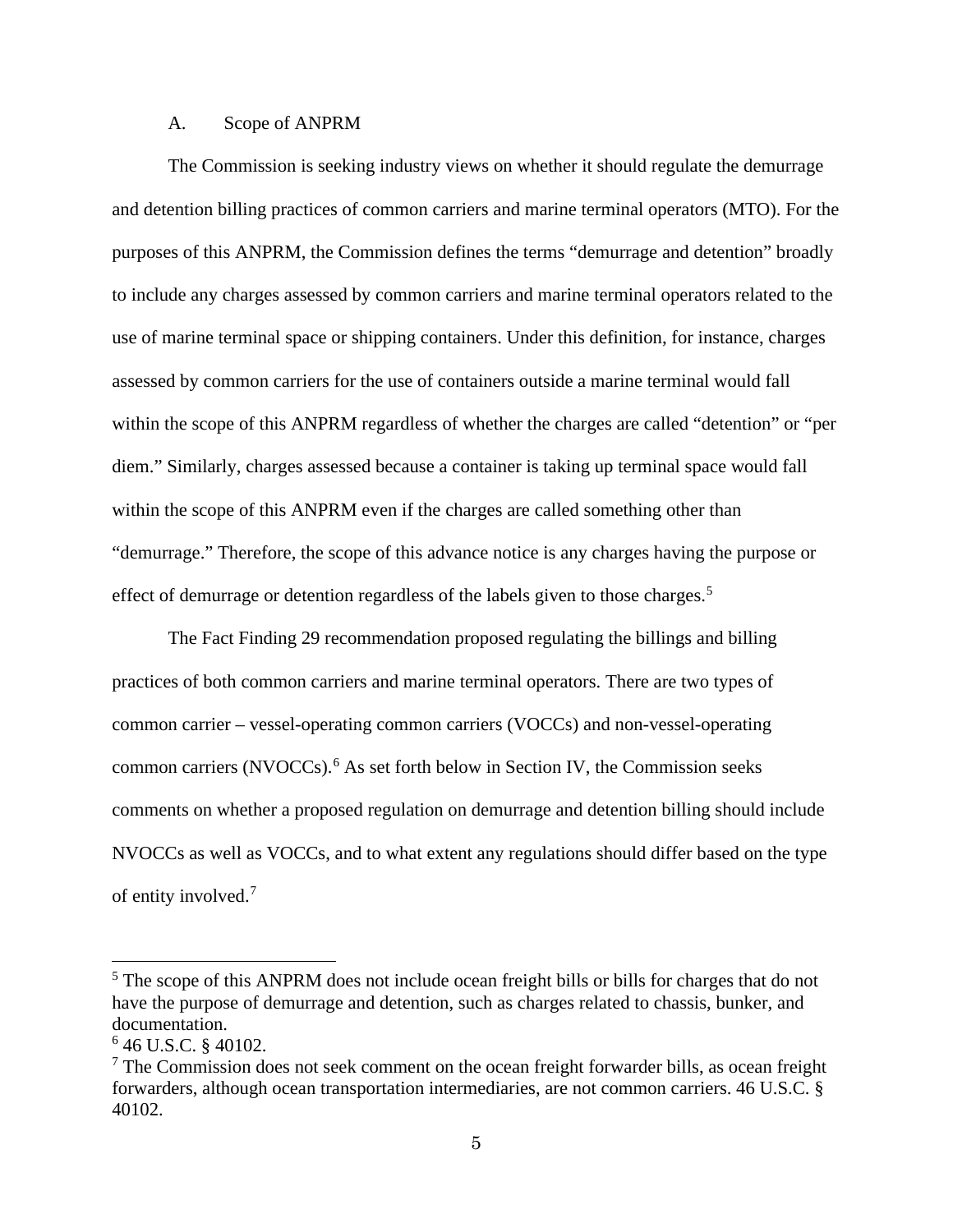### A. Scope of ANPRM

The Commission is seeking industry views on whether it should regulate the demurrage and detention billing practices of common carriers and marine terminal operators (MTO). For the purposes of this ANPRM, the Commission defines the terms "demurrage and detention" broadly to include any charges assessed by common carriers and marine terminal operators related to the use of marine terminal space or shipping containers. Under this definition, for instance, charges assessed by common carriers for the use of containers outside a marine terminal would fall within the scope of this ANPRM regardless of whether the charges are called "detention" or "per diem." Similarly, charges assessed because a container is taking up terminal space would fall within the scope of this ANPRM even if the charges are called something other than "demurrage." Therefore, the scope of this advance notice is any charges having the purpose or effect of demurrage or detention regardless of the labels given to those charges.[5]

The Fact Finding 29 recommendation proposed regulating the billings and billing practices of both common carriers and marine terminal operators. There are two types of common carrier – vessel-operating common carriers (VOCCs) and non-vessel-operating common carriers (NVOCCs).[6] As set forth below in Section IV, the Commission seeks comments on whether a proposed regulation on demurrage and detention billing should include NVOCCs as well as VOCCs, and to what extent any regulations should differ based on the type of entity involved.[7]

---

[5] The scope of this ANPRM does not include ocean freight bills or bills for charges that do not have the purpose of demurrage and detention, such as charges related to chassis, bunker, and documentation.

[6] 46 U.S.C. § 40102.

[7] The Commission does not seek comment on the ocean freight forwarder bills, as ocean freight forwarders, although ocean transportation intermediaries, are not common carriers. 46 U.S.C. § 40102.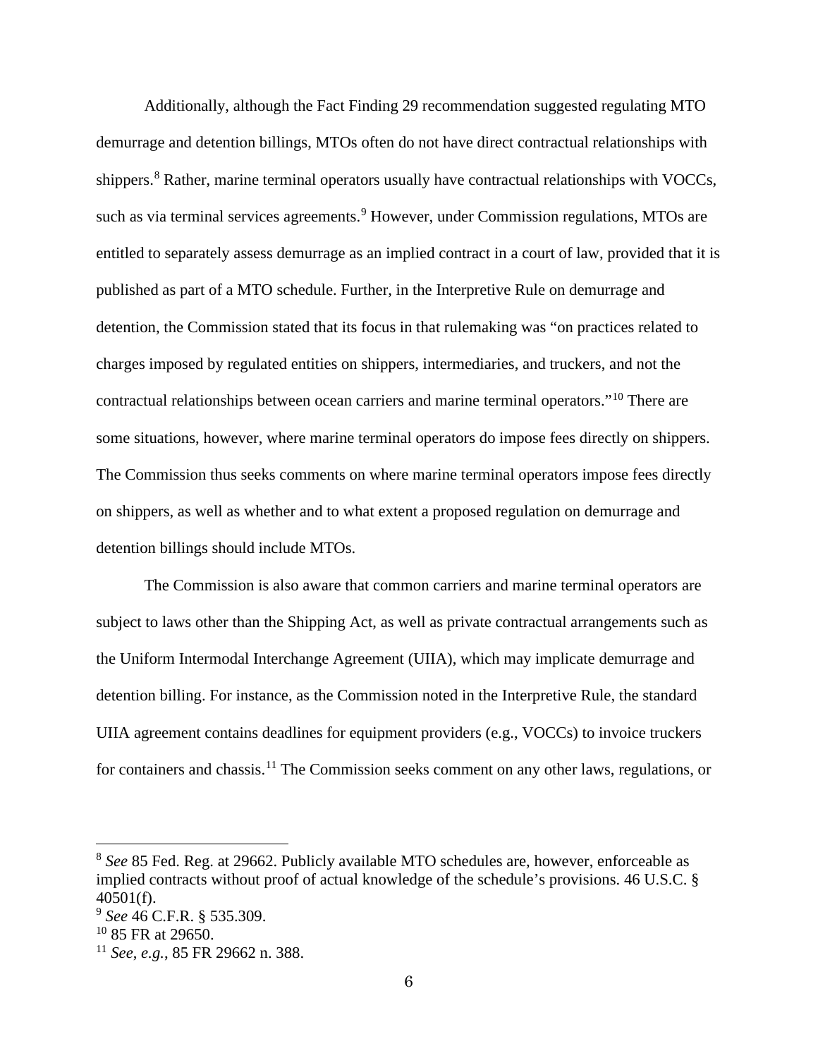Additionally, although the Fact Finding 29 recommendation suggested regulating MTO demurrage and detention billings, MTOs often do not have direct contractual relationships with shippers.[8] Rather, marine terminal operators usually have contractual relationships with VOCCs, such as via terminal services agreements.[9] However, under Commission regulations, MTOs are entitled to separately assess demurrage as an implied contract in a court of law, provided that it is published as part of a MTO schedule. Further, in the Interpretive Rule on demurrage and detention, the Commission stated that its focus in that rulemaking was "on practices related to charges imposed by regulated entities on shippers, intermediaries, and truckers, and not the contractual relationships between ocean carriers and marine terminal operators."[10] There are some situations, however, where marine terminal operators do impose fees directly on shippers. The Commission thus seeks comments on where marine terminal operators impose fees directly on shippers, as well as whether and to what extent a proposed regulation on demurrage and detention billings should include MTOs.

The Commission is also aware that common carriers and marine terminal operators are subject to laws other than the Shipping Act, as well as private contractual arrangements such as the Uniform Intermodal Interchange Agreement (UIIA), which may implicate demurrage and detention billing. For instance, as the Commission noted in the Interpretive Rule, the standard UIIA agreement contains deadlines for equipment providers (e.g., VOCCs) to invoice truckers for containers and chassis.[11] The Commission seeks comment on any other laws, regulations, or

---

[8] *See* 85 Fed. Reg. at 29662. Publicly available MTO schedules are, however, enforceable as implied contracts without proof of actual knowledge of the schedule's provisions. 46 U.S.C. § 40501(f).

[9] *See* 46 C.F.R. § 535.309.

[10] 85 FR at 29650.

[11] *See, e.g.*, 85 FR 29662 n. 388.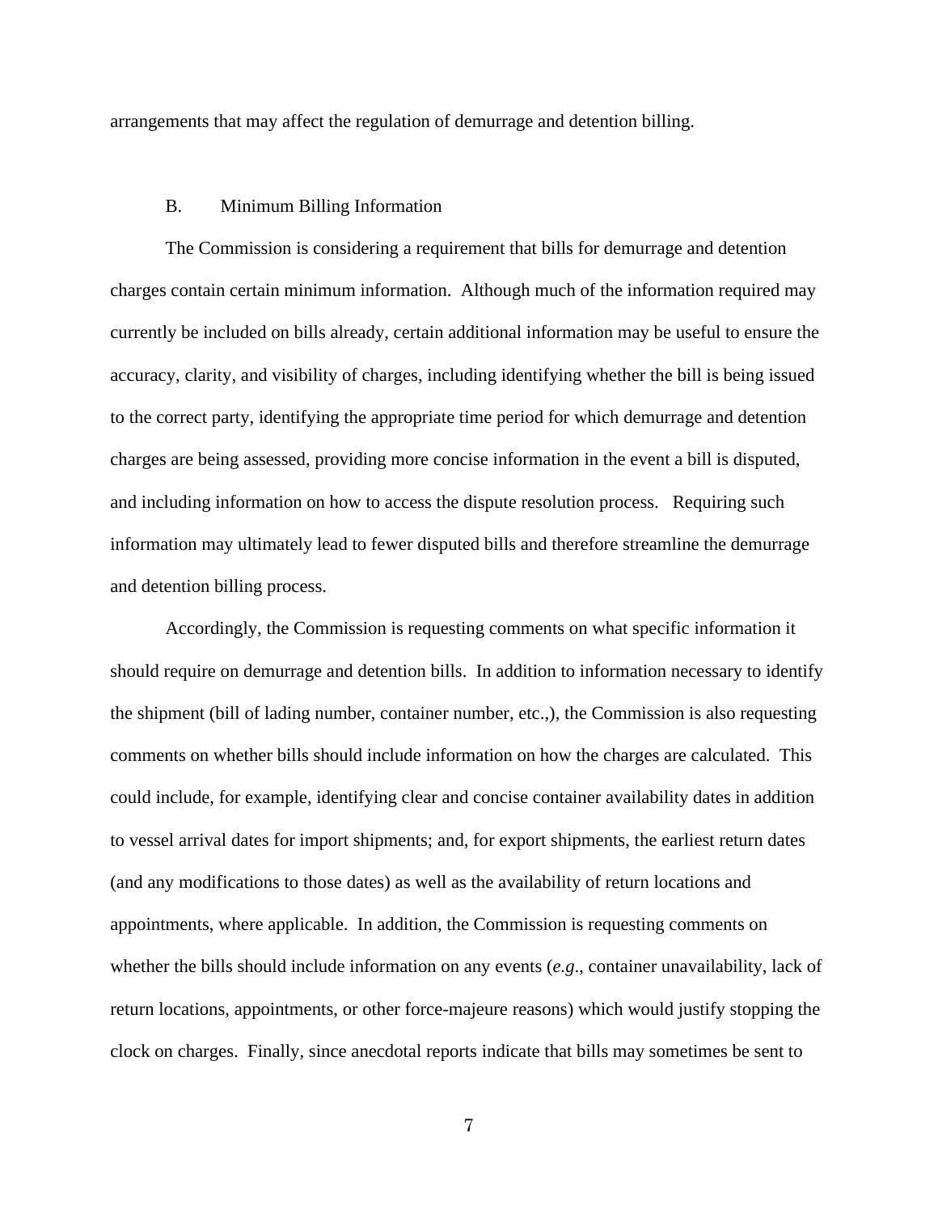arrangements that may affect the regulation of demurrage and detention billing.

### B. Minimum Billing Information

The Commission is considering a requirement that bills for demurrage and detention charges contain certain minimum information. Although much of the information required may currently be included on bills already, certain additional information may be useful to ensure the accuracy, clarity, and visibility of charges, including identifying whether the bill is being issued to the correct party, identifying the appropriate time period for which demurrage and detention charges are being assessed, providing more concise information in the event a bill is disputed, and including information on how to access the dispute resolution process. Requiring such information may ultimately lead to fewer disputed bills and therefore streamline the demurrage and detention billing process.

Accordingly, the Commission is requesting comments on what specific information it should require on demurrage and detention bills. In addition to information necessary to identify the shipment (bill of lading number, container number, etc.,), the Commission is also requesting comments on whether bills should include information on how the charges are calculated. This could include, for example, identifying clear and concise container availability dates in addition to vessel arrival dates for import shipments; and, for export shipments, the earliest return dates (and any modifications to those dates) as well as the availability of return locations and appointments, where applicable. In addition, the Commission is requesting comments on whether the bills should include information on any events (*e.g.*, container unavailability, lack of return locations, appointments, or other force-majeure reasons) which would justify stopping the clock on charges. Finally, since anecdotal reports indicate that bills may sometimes be sent to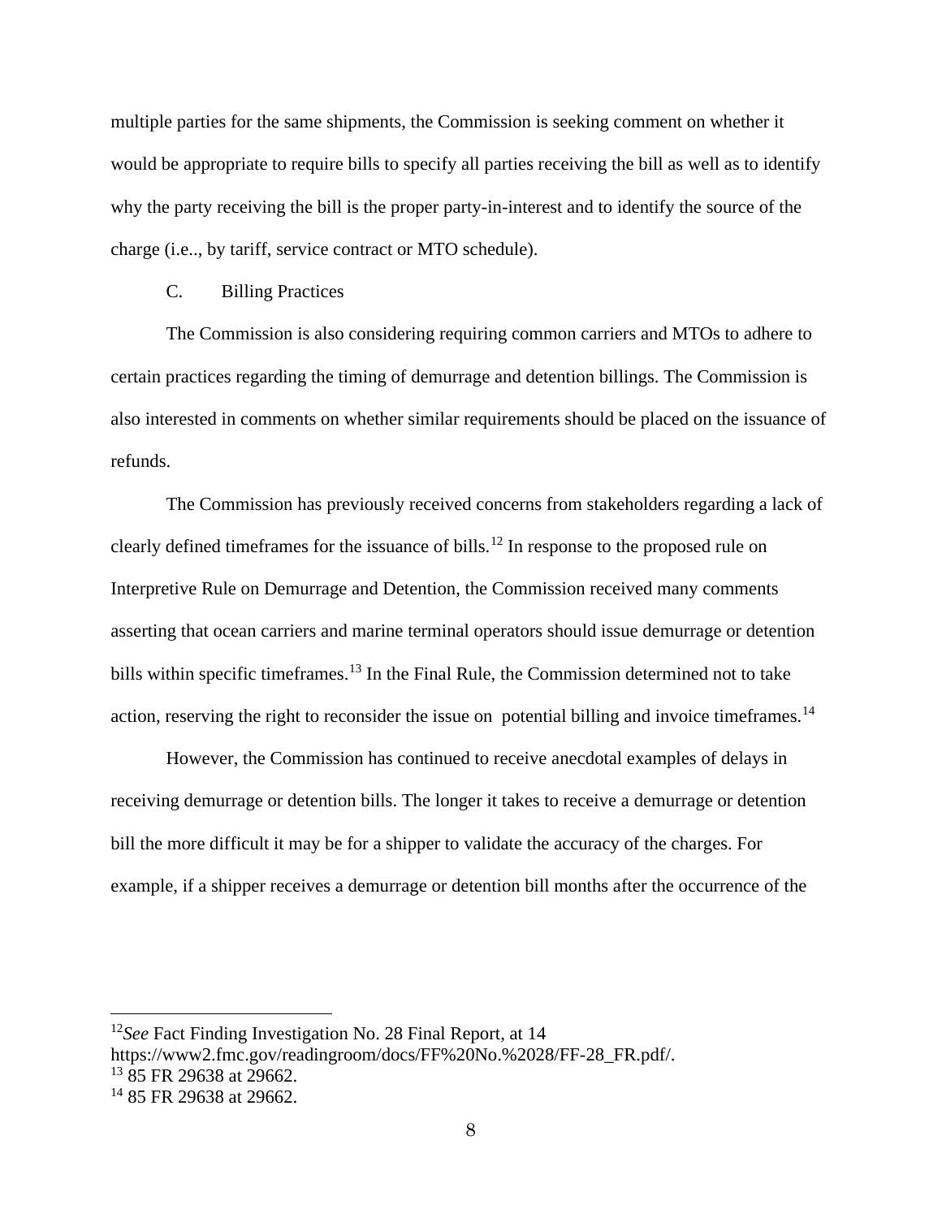multiple parties for the same shipments, the Commission is seeking comment on whether it would be appropriate to require bills to specify all parties receiving the bill as well as to identify why the party receiving the bill is the proper party-in-interest and to identify the source of the charge (i.e.., by tariff, service contract or MTO schedule).

## C. Billing Practices

The Commission is also considering requiring common carriers and MTOs to adhere to certain practices regarding the timing of demurrage and detention billings. The Commission is also interested in comments on whether similar requirements should be placed on the issuance of refunds.

The Commission has previously received concerns from stakeholders regarding a lack of clearly defined timeframes for the issuance of bills.[12] In response to the proposed rule on Interpretive Rule on Demurrage and Detention, the Commission received many comments asserting that ocean carriers and marine terminal operators should issue demurrage or detention bills within specific timeframes.[13] In the Final Rule, the Commission determined not to take action, reserving the right to reconsider the issue on potential billing and invoice timeframes.[14]

However, the Commission has continued to receive anecdotal examples of delays in receiving demurrage or detention bills. The longer it takes to receive a demurrage or detention bill the more difficult it may be for a shipper to validate the accuracy of the charges. For example, if a shipper receives a demurrage or detention bill months after the occurrence of the

---

[12] *See* Fact Finding Investigation No. 28 Final Report, at 14 https://www2.fmc.gov/readingroom/docs/FF%20No.%2028/FF-28_FR.pdf/.

[13] 85 FR 29638 at 29662.

[14] 85 FR 29638 at 29662.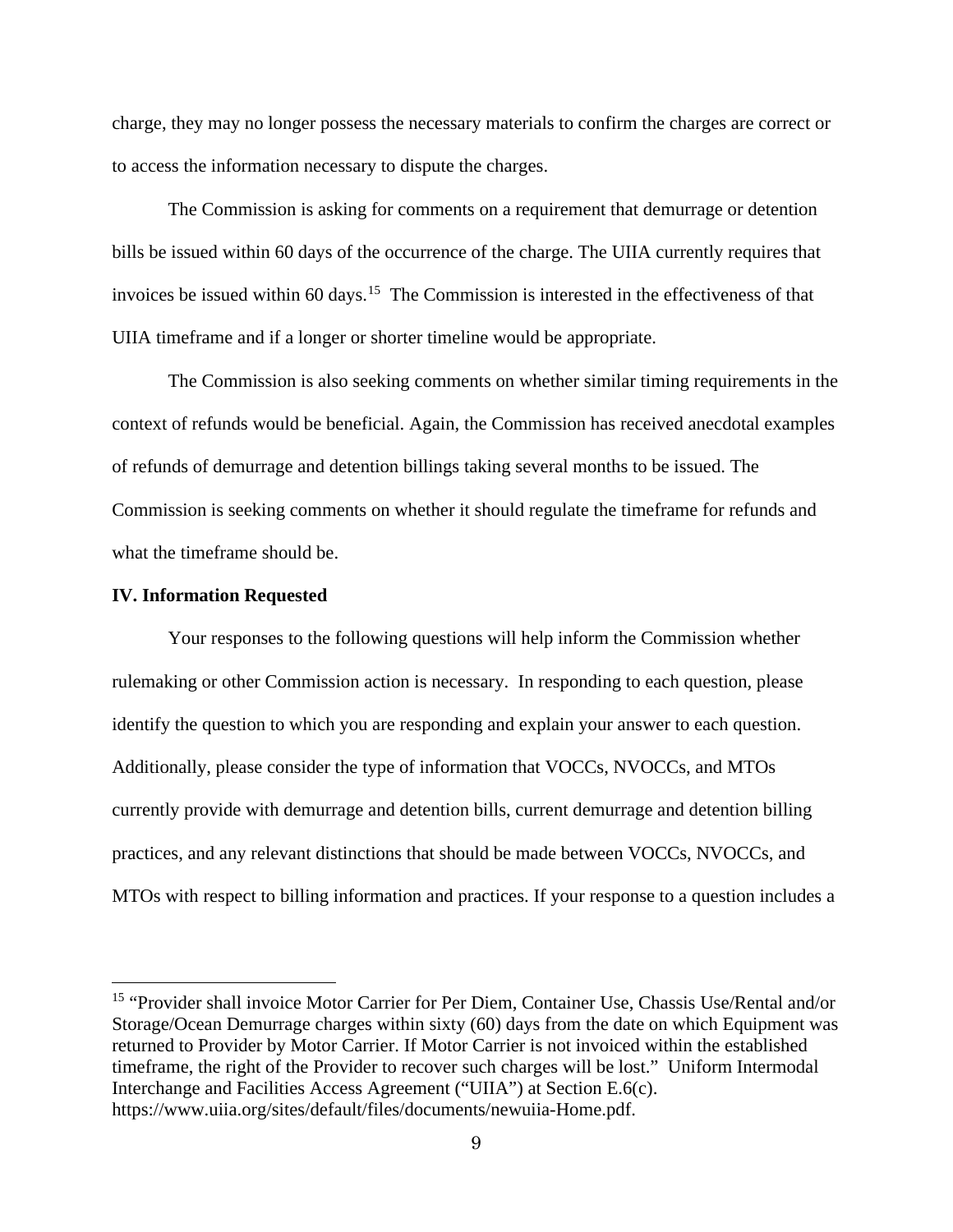charge, they may no longer possess the necessary materials to confirm the charges are correct or to access the information necessary to dispute the charges.

The Commission is asking for comments on a requirement that demurrage or detention bills be issued within 60 days of the occurrence of the charge. The UIIA currently requires that invoices be issued within 60 days.[15] The Commission is interested in the effectiveness of that UIIA timeframe and if a longer or shorter timeline would be appropriate.

The Commission is also seeking comments on whether similar timing requirements in the context of refunds would be beneficial. Again, the Commission has received anecdotal examples of refunds of demurrage and detention billings taking several months to be issued. The Commission is seeking comments on whether it should regulate the timeframe for refunds and what the timeframe should be.

**IV. Information Requested**

Your responses to the following questions will help inform the Commission whether rulemaking or other Commission action is necessary. In responding to each question, please identify the question to which you are responding and explain your answer to each question. Additionally, please consider the type of information that VOCCs, NVOCCs, and MTOs currently provide with demurrage and detention bills, current demurrage and detention billing practices, and any relevant distinctions that should be made between VOCCs, NVOCCs, and MTOs with respect to billing information and practices. If your response to a question includes a

---

[15] "Provider shall invoice Motor Carrier for Per Diem, Container Use, Chassis Use/Rental and/or Storage/Ocean Demurrage charges within sixty (60) days from the date on which Equipment was returned to Provider by Motor Carrier. If Motor Carrier is not invoiced within the established timeframe, the right of the Provider to recover such charges will be lost." Uniform Intermodal Interchange and Facilities Access Agreement ("UIIA") at Section E.6(c). https://www.uiia.org/sites/default/files/documents/newuiia-Home.pdf.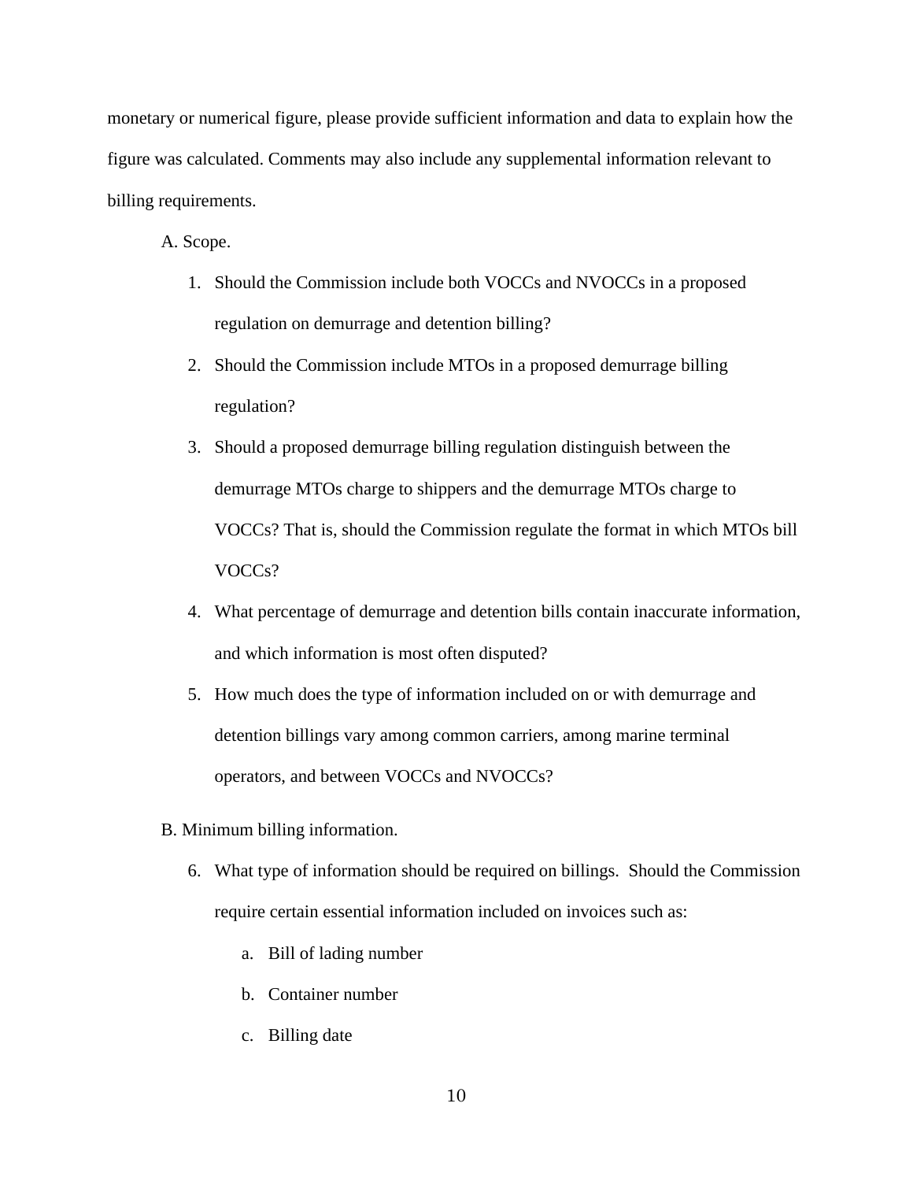monetary or numerical figure, please provide sufficient information and data to explain how the figure was calculated. Comments may also include any supplemental information relevant to billing requirements.

A. Scope.

1. Should the Commission include both VOCCs and NVOCCs in a proposed regulation on demurrage and detention billing?
2. Should the Commission include MTOs in a proposed demurrage billing regulation?
3. Should a proposed demurrage billing regulation distinguish between the demurrage MTOs charge to shippers and the demurrage MTOs charge to VOCCs? That is, should the Commission regulate the format in which MTOs bill VOCCs?
4. What percentage of demurrage and detention bills contain inaccurate information, and which information is most often disputed?
5. How much does the type of information included on or with demurrage and detention billings vary among common carriers, among marine terminal operators, and between VOCCs and NVOCCs?

B. Minimum billing information.

6. What type of information should be required on billings. Should the Commission require certain essential information included on invoices such as:
    a. Bill of lading number
    b. Container number
    c. Billing date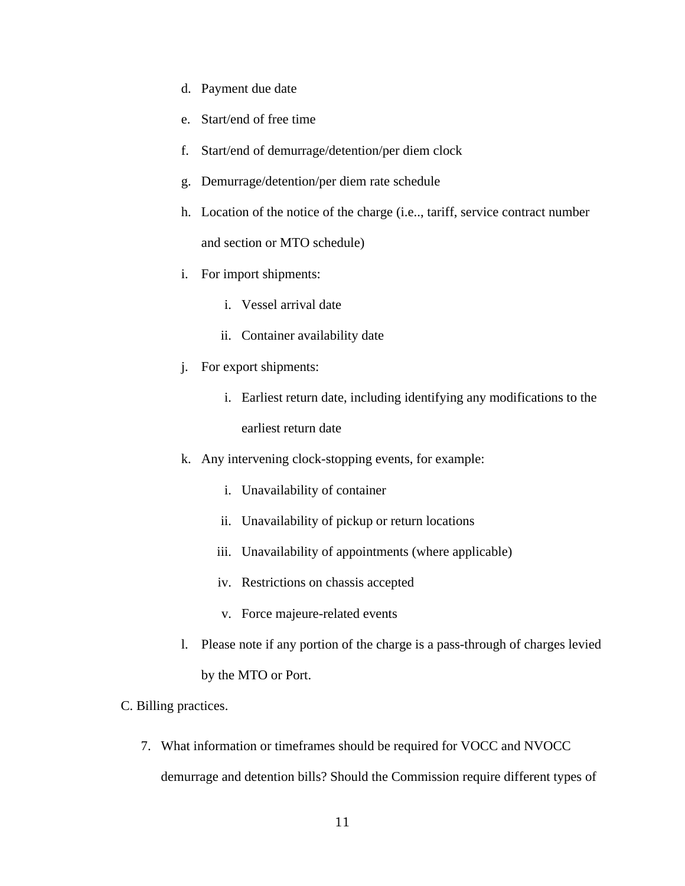d. Payment due date

e. Start/end of free time

f. Start/end of demurrage/detention/per diem clock

g. Demurrage/detention/per diem rate schedule

h. Location of the notice of the charge (i.e.., tariff, service contract number and section or MTO schedule)

i. For import shipments:

    i. Vessel arrival date

    ii. Container availability date

j. For export shipments:

    i. Earliest return date, including identifying any modifications to the earliest return date

k. Any intervening clock-stopping events, for example:

    i. Unavailability of container

    ii. Unavailability of pickup or return locations

    iii. Unavailability of appointments (where applicable)

    iv. Restrictions on chassis accepted

    v. Force majeure-related events

l. Please note if any portion of the charge is a pass-through of charges levied by the MTO or Port.

C. Billing practices.

7. What information or timeframes should be required for VOCC and NVOCC demurrage and detention bills? Should the Commission require different types of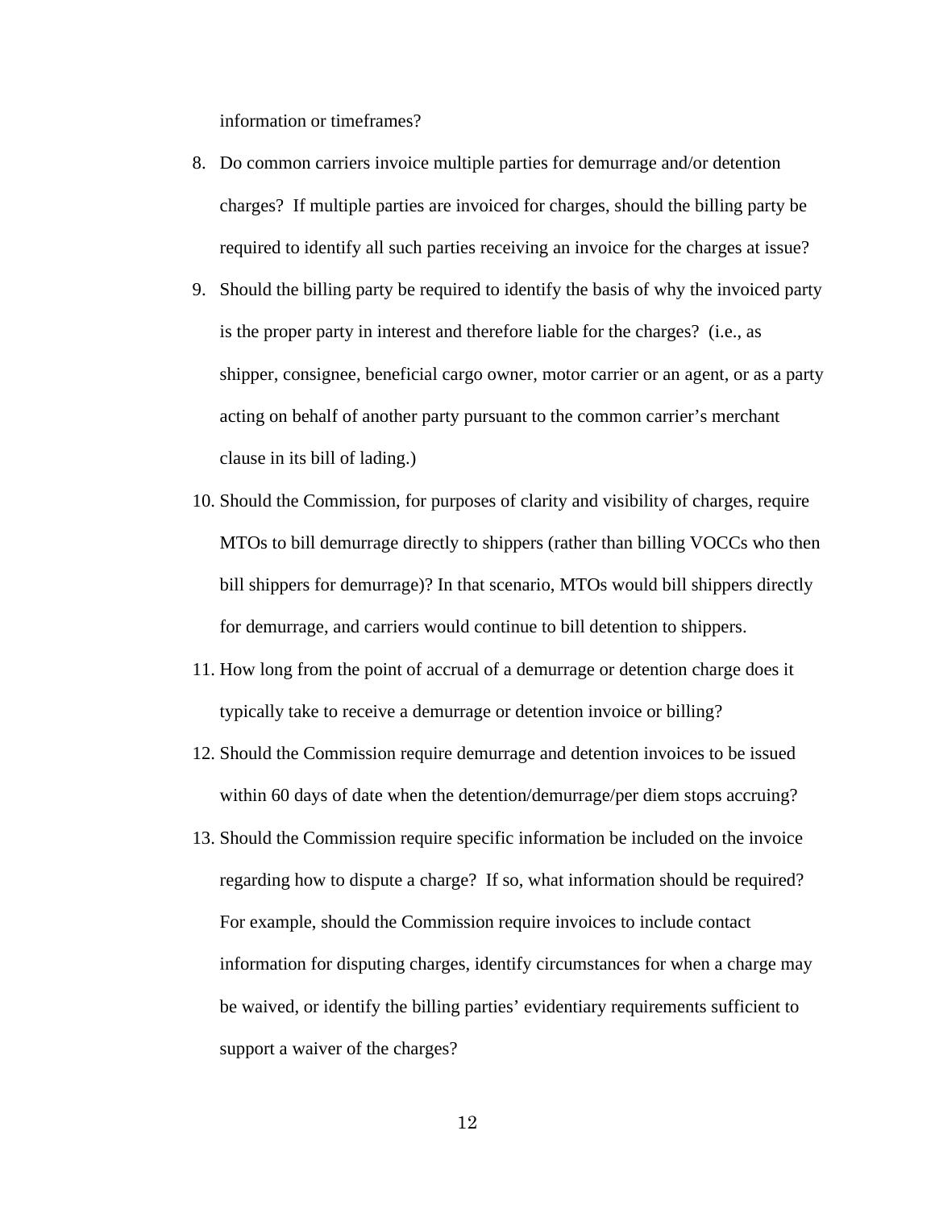information or timeframes?

8. Do common carriers invoice multiple parties for demurrage and/or detention charges? If multiple parties are invoiced for charges, should the billing party be required to identify all such parties receiving an invoice for the charges at issue?
9. Should the billing party be required to identify the basis of why the invoiced party is the proper party in interest and therefore liable for the charges? (i.e., as shipper, consignee, beneficial cargo owner, motor carrier or an agent, or as a party acting on behalf of another party pursuant to the common carrier's merchant clause in its bill of lading.)
10. Should the Commission, for purposes of clarity and visibility of charges, require MTOs to bill demurrage directly to shippers (rather than billing VOCCs who then bill shippers for demurrage)? In that scenario, MTOs would bill shippers directly for demurrage, and carriers would continue to bill detention to shippers.
11. How long from the point of accrual of a demurrage or detention charge does it typically take to receive a demurrage or detention invoice or billing?
12. Should the Commission require demurrage and detention invoices to be issued within 60 days of date when the detention/demurrage/per diem stops accruing?
13. Should the Commission require specific information be included on the invoice regarding how to dispute a charge? If so, what information should be required? For example, should the Commission require invoices to include contact information for disputing charges, identify circumstances for when a charge may be waived, or identify the billing parties' evidentiary requirements sufficient to support a waiver of the charges?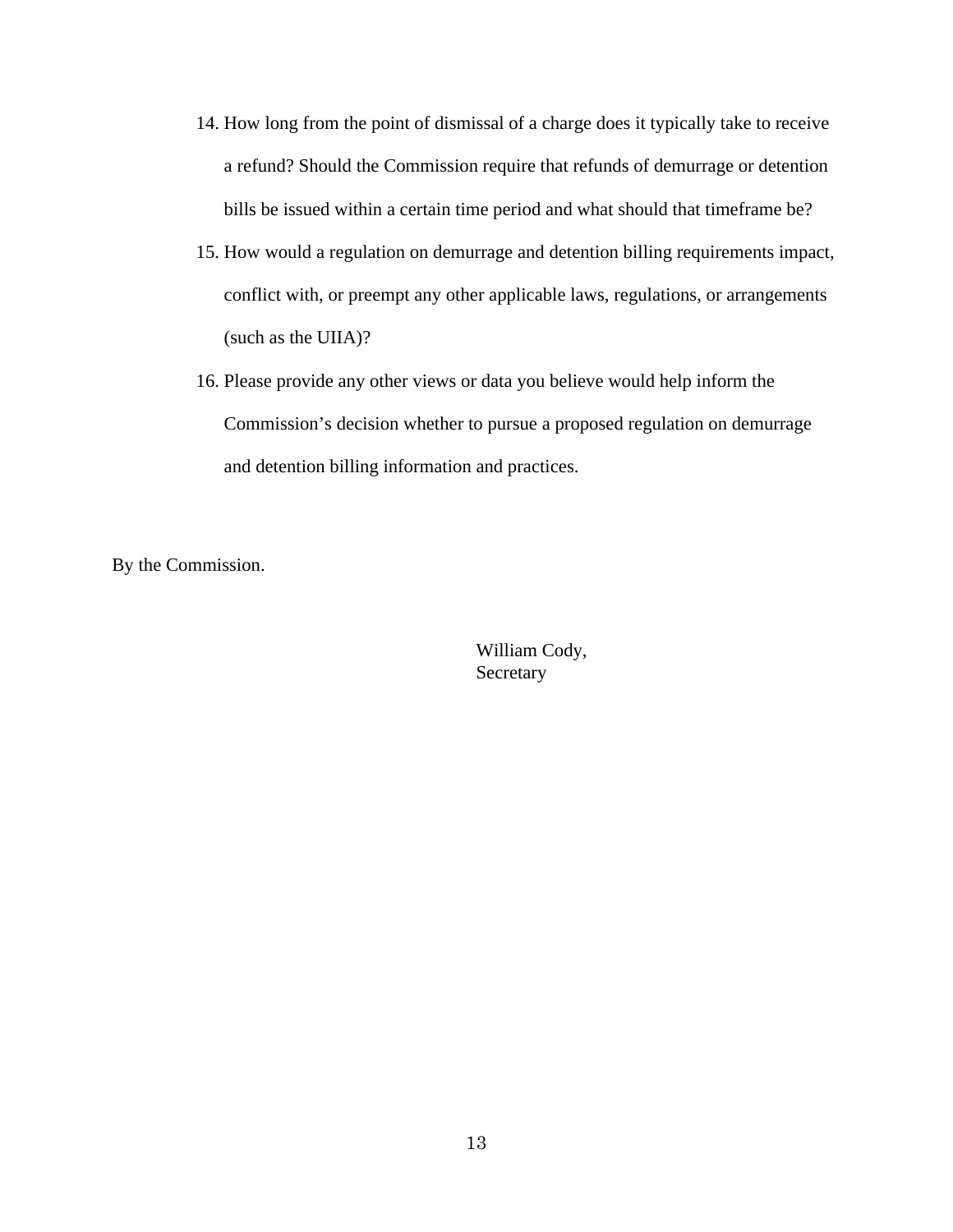14. How long from the point of dismissal of a charge does it typically take to receive a refund? Should the Commission require that refunds of demurrage or detention bills be issued within a certain time period and what should that timeframe be?
15. How would a regulation on demurrage and detention billing requirements impact, conflict with, or preempt any other applicable laws, regulations, or arrangements (such as the UIIA)?
16. Please provide any other views or data you believe would help inform the Commission's decision whether to pursue a proposed regulation on demurrage and detention billing information and practices.

By the Commission.

William Cody,
Secretary